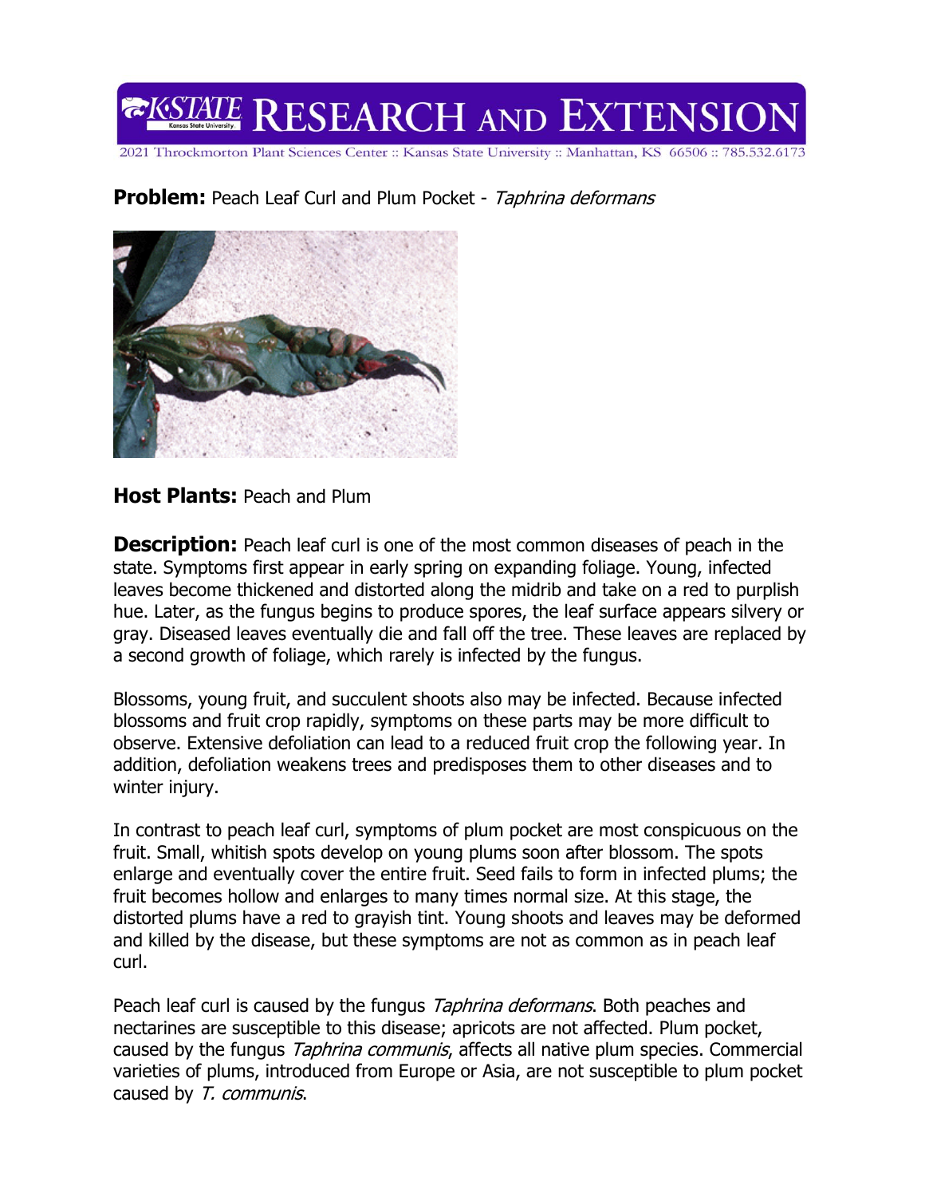**K-STATE RESEARCH AND EXTENSION**

2021 Throckmorton Plant Sciences Center :: Kansas State University :: Manhattan, KS 66506 :: 785.532.6173

**Problem:** Peach Leaf Curl and Plum Pocket - *Taphrina deformans*

**Host Plants:** Peach and Plum

**Description:** Peach leaf curl is one of the most common diseases of peach in the state. Symptoms first appear in early spring on expanding foliage. Young, infected leaves become thickened and distorted along the midrib and take on a red to purplish hue. Later, as the fungus begins to produce spores, the leaf surface appears silvery or gray. Diseased leaves eventually die and fall off the tree. These leaves are replaced by a second growth of foliage, which rarely is infected by the fungus.

Blossoms, young fruit, and succulent shoots also may be infected. Because infected blossoms and fruit crop rapidly, symptoms on these parts may be more difficult to observe. Extensive defoliation can lead to a reduced fruit crop the following year. In addition, defoliation weakens trees and predisposes them to other diseases and to winter injury.

In contrast to peach leaf curl, symptoms of plum pocket are most conspicuous on the fruit. Small, whitish spots develop on young plums soon after blossom. The spots enlarge and eventually cover the entire fruit. Seed fails to form in infected plums; the fruit becomes hollow and enlarges to many times normal size. At this stage, the distorted plums have a red to grayish tint. Young shoots and leaves may be deformed and killed by the disease, but these symptoms are not as common as in peach leaf curl.

Peach leaf curl is caused by the fungus *Taphrina deformans*. Both peaches and nectarines are susceptible to this disease; apricots are not affected. Plum pocket, caused by the fungus *Taphrina communis*, affects all native plum species. Commercial varieties of plums, introduced from Europe or Asia, are not susceptible to plum pocket caused by *T. communis*.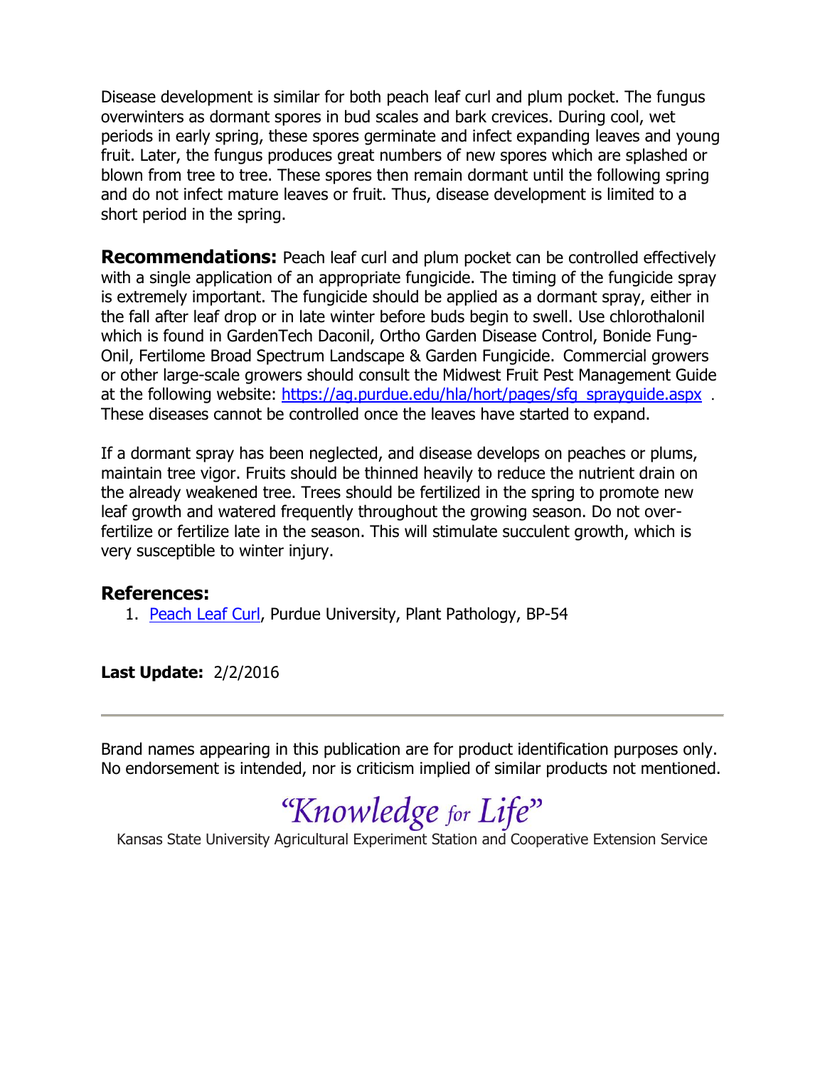Disease development is similar for both peach leaf curl and plum pocket. The fungus overwinters as dormant spores in bud scales and bark crevices. During cool, wet periods in early spring, these spores germinate and infect expanding leaves and young fruit. Later, the fungus produces great numbers of new spores which are splashed or blown from tree to tree. These spores then remain dormant until the following spring and do not infect mature leaves or fruit. Thus, disease development is limited to a short period in the spring.

**Recommendations:** Peach leaf curl and plum pocket can be controlled effectively with a single application of an appropriate fungicide. The timing of the fungicide spray is extremely important. The fungicide should be applied as a dormant spray, either in the fall after leaf drop or in late winter before buds begin to swell. Use chlorothalonil which is found in GardenTech Daconil, Ortho Garden Disease Control, Bonide Fung-Onil, Fertilome Broad Spectrum Landscape & Garden Fungicide. Commercial growers or other large-scale growers should consult the Midwest Fruit Pest Management Guide at the following website: [https://ag.purdue.edu/hla/hort/pages/sfg_sprayguide.aspx](https://ag.purdue.edu/hla/hort/pages/sfg_sprayguide.aspx) . These diseases cannot be controlled once the leaves have started to expand.

If a dormant spray has been neglected, and disease develops on peaches or plums, maintain tree vigor. Fruits should be thinned heavily to reduce the nutrient drain on the already weakened tree. Trees should be fertilized in the spring to promote new leaf growth and watered frequently throughout the growing season. Do not over-fertilize or fertilize late in the season. This will stimulate succulent growth, which is very susceptible to winter injury.

## References:

1. Peach Leaf Curl, Purdue University, Plant Pathology, BP-54

**Last Update:** 2/2/2016

---

Brand names appearing in this publication are for product identification purposes only. No endorsement is intended, nor is criticism implied of similar products not mentioned.

*"Knowledge for Life"*

Kansas State University Agricultural Experiment Station and Cooperative Extension Service